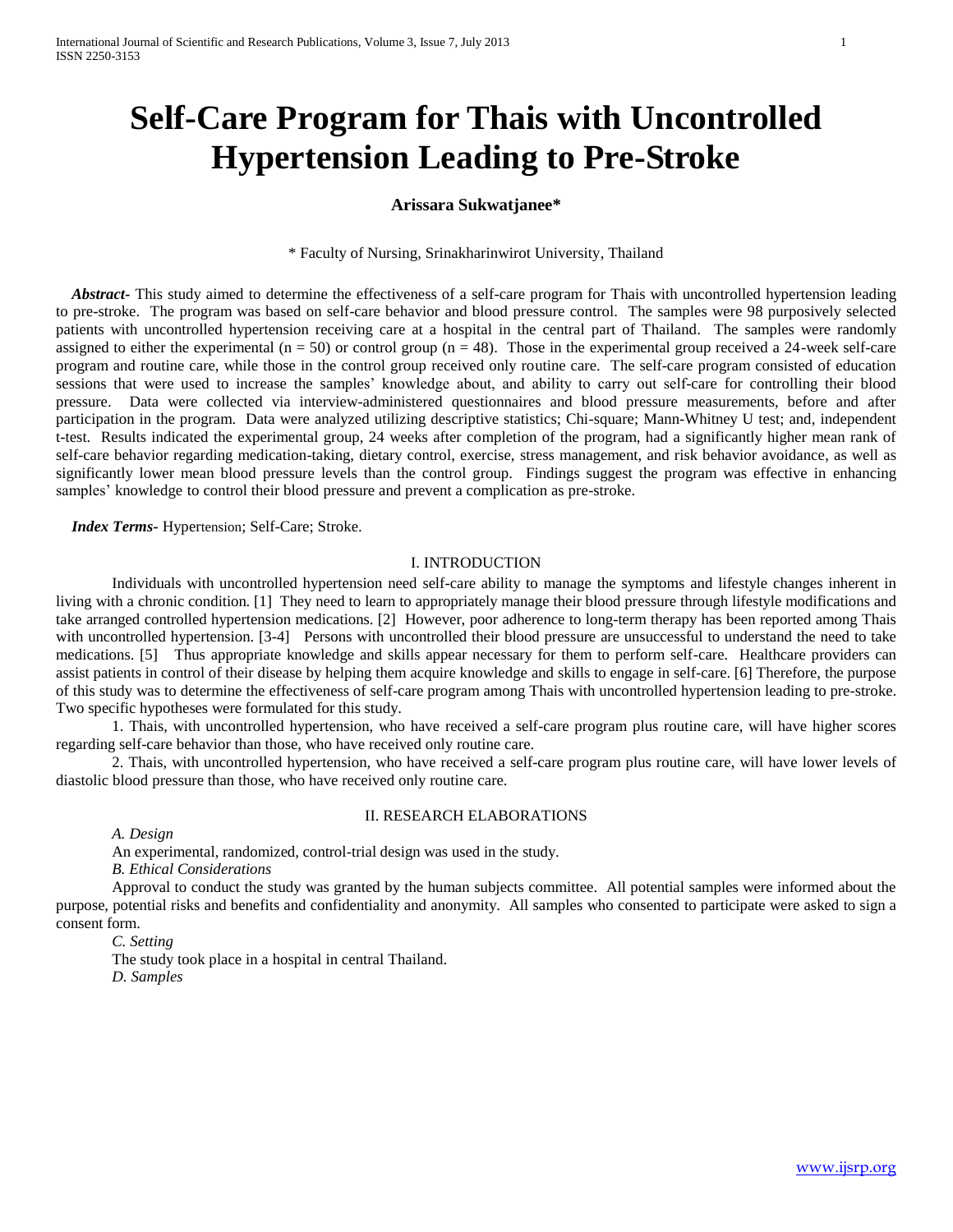# Self-Care Program for Thais with Uncontrolled Hypertension Leading to Pre-Stroke

**Arissara Sukwatjanee***

* Faculty of Nursing, Srinakharinwirot University, Thailand

***Abstract***- This study aimed to determine the effectiveness of a self-care program for Thais with uncontrolled hypertension leading to pre-stroke. The program was based on self-care behavior and blood pressure control. The samples were 98 purposively selected patients with uncontrolled hypertension receiving care at a hospital in the central part of Thailand. The samples were randomly assigned to either the experimental ($n = 50$) or control group ($n = 48$). Those in the experimental group received a 24-week self-care program and routine care, while those in the control group received only routine care. The self-care program consisted of education sessions that were used to increase the samples' knowledge about, and ability to carry out self-care for controlling their blood pressure. Data were collected via interview-administered questionnaires and blood pressure measurements, before and after participation in the program. Data were analyzed utilizing descriptive statistics; Chi-square; Mann-Whitney U test; and, independent t-test. Results indicated the experimental group, 24 weeks after completion of the program, had a significantly higher mean rank of self-care behavior regarding medication-taking, dietary control, exercise, stress management, and risk behavior avoidance, as well as significantly lower mean blood pressure levels than the control group. Findings suggest the program was effective in enhancing samples' knowledge to control their blood pressure and prevent a complication as pre-stroke.

***Index Terms***- Hypertension; Self-Care; Stroke.

## I. INTRODUCTION

Individuals with uncontrolled hypertension need self-care ability to manage the symptoms and lifestyle changes inherent in living with a chronic condition. [1] They need to learn to appropriately manage their blood pressure through lifestyle modifications and take arranged controlled hypertension medications. [2] However, poor adherence to long-term therapy has been reported among Thais with uncontrolled hypertension. [3-4] Persons with uncontrolled their blood pressure are unsuccessful to understand the need to take medications. [5] Thus appropriate knowledge and skills appear necessary for them to perform self-care. Healthcare providers can assist patients in control of their disease by helping them acquire knowledge and skills to engage in self-care. [6] Therefore, the purpose of this study was to determine the effectiveness of self-care program among Thais with uncontrolled hypertension leading to pre-stroke. Two specific hypotheses were formulated for this study.

1. Thais, with uncontrolled hypertension, who have received a self-care program plus routine care, will have higher scores regarding self-care behavior than those, who have received only routine care.

2. Thais, with uncontrolled hypertension, who have received a self-care program plus routine care, will have lower levels of diastolic blood pressure than those, who have received only routine care.

## II. RESEARCH ELABORATIONS

*A. Design*

An experimental, randomized, control-trial design was used in the study.

*B. Ethical Considerations*

Approval to conduct the study was granted by the human subjects committee. All potential samples were informed about the purpose, potential risks and benefits and confidentiality and anonymity. All samples who consented to participate were asked to sign a consent form.

*C. Setting*

The study took place in a hospital in central Thailand.

*D. Samples*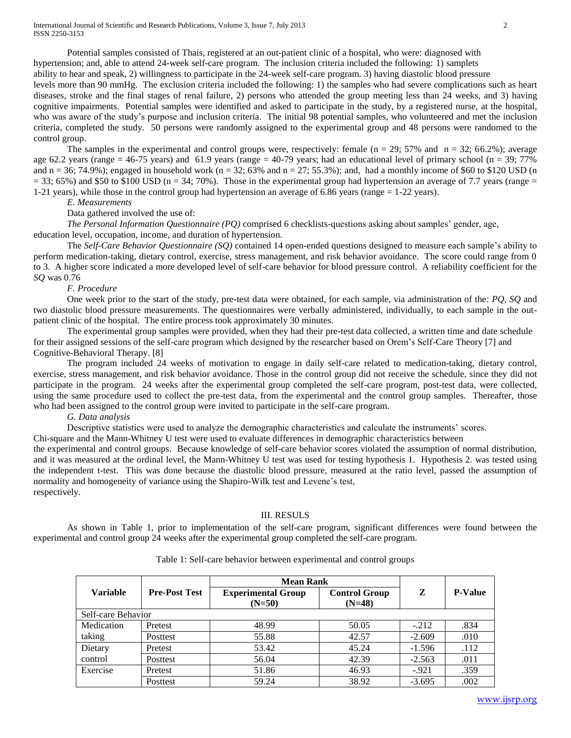Potential samples consisted of Thais, registered at an out-patient clinic of a hospital, who were: diagnosed with hypertension; and, able to attend 24-week self-care program. The inclusion criteria included the following: 1) samplets ability to hear and speak, 2) willingness to participate in the 24-week self-care program. 3) having diastolic blood pressure levels more than 90 mmHg. The exclusion criteria included the following: 1) the samples who had severe complications such as heart diseases, stroke and the final stages of renal failure, 2) persons who attended the group meeting less than 24 weeks, and 3) having cognitive impairments. Potential samples were identified and asked to participate in the study, by a registered nurse, at the hospital, who was aware of the study's purpose and inclusion criteria. The initial 98 potential samples, who volunteered and met the inclusion criteria, completed the study. 50 persons were randomly assigned to the experimental group and 48 persons were randomed to the control group.

The samples in the experimental and control groups were, respectively: female (n = 29; 57% and n = 32; 66.2%); average age 62.2 years (range = 46-75 years) and 61.9 years (range = 40-79 years; had an educational level of primary school (n = 39; 77% and n = 36; 74.9%); engaged in household work (n = 32; 63% and n = 27; 55.3%); and, had a monthly income of $60 to $120 USD (n = 33; 65%) and $50 to $100 USD (n = 34; 70%). Those in the experimental group had hypertension an average of 7.7 years (range = 1-21 years), while those in the control group had hypertension an average of 6.86 years (range = 1-22 years).

*E. Measurements*

Data gathered involved the use of:

*The Personal Information Questionnaire (PQ)* comprised 6 checklists-questions asking about samples' gender, age, education level, occupation, income, and duration of hypertension.

The *Self-Care Behavior Questionnaire (SQ)* contained 14 open-ended questions designed to measure each sample's ability to perform medication-taking, dietary control, exercise, stress management, and risk behavior avoidance. The score could range from 0 to 3. A higher score indicated a more developed level of self-care behavior for blood pressure control. A reliability coefficient for the *SQ* was 0.76

*F. Procedure*

One week prior to the start of the study, pre-test data were obtained, for each sample, via administration of the: *PQ, SQ* and two diastolic blood pressure measurements. The questionnaires were verbally administered, individually, to each sample in the out-patient clinic of the hospital. The entire process took approximately 30 minutes.

The experimental group samples were provided, when they had their pre-test data collected, a written time and date schedule for their assigned sessions of the self-care program which designed by the researcher based on Orem's Self-Care Theory [7] and Cognitive-Behavioral Therapy. [8]

The program included 24 weeks of motivation to engage in daily self-care related to medication-taking, dietary control, exercise, stress management, and risk behavior avoidance. Those in the control group did not receive the schedule, since they did not participate in the program. 24 weeks after the experimental group completed the self-care program, post-test data, were collected, using the same procedure used to collect the pre-test data, from the experimental and the control group samples. Thereafter, those who had been assigned to the control group were invited to participate in the self-care program.

*G. Data analysis*

Descriptive statistics were used to analyze the demographic characteristics and calculate the instruments' scores. Chi-square and the Mann-Whitney U test were used to evaluate differences in demographic characteristics between the experimental and control groups. Because knowledge of self-care behavior scores violated the assumption of normal distribution, and it was measured at the ordinal level, the Mann-Whitney U test was used for testing hypothesis 1. Hypothesis 2. was tested using the independent t-test. This was done because the diastolic blood pressure, measured at the ratio level, passed the assumption of normality and homogeneity of variance using the Shapiro-Wilk test and Levene's test, respectively.

## III. RESULS

As shown in Table 1, prior to implementation of the self-care program, significant differences were found between the experimental and control group 24 weeks after the experimental group completed the self-care program.

Table 1: Self-care behavior between experimental and control groups

| Variable | Pre-Post Test | Mean Rank | | Z | P-Value |
|---|---|---|---|---|---|
| | | Experimental Group (N=50) | Control Group (N=48) | | |
| Self-care Behavior | | | | | |
| Medication taking | Pretest | 48.99 | 50.05 | -.212 | .834 |
| | Posttest | 55.88 | 42.57 | -2.609 | .010 |
| Dietary control | Pretest | 53.42 | 45.24 | -1.596 | .112 |
| | Posttest | 56.04 | 42.39 | -2.563 | .011 |
| Exercise | Pretest | 51.86 | 46.93 | -.921 | .359 |
| | Posttest | 59.24 | 38.92 | -3.695 | .002 |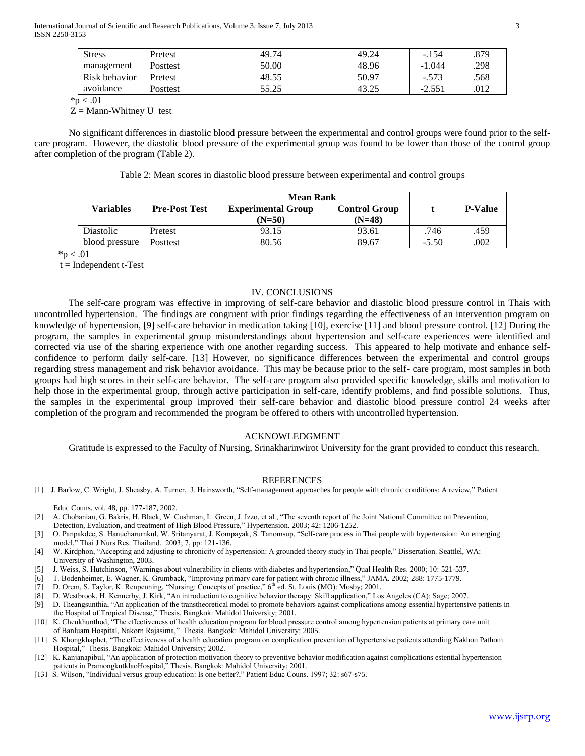| Stress management | Pretest | 49.74 | 49.24 | -.154 | .879 |
|---|---|---|---|---|---|
| | Posttest | 50.00 | 48.96 | -1.044 | .298 |
| Risk behavior avoidance | Pretest | 48.55 | 50.97 | -.573 | .568 |
| | Posttest | 55.25 | 43.25 | -2.551 | .012 |

*p < .01

Z = Mann-Whitney U test

No significant differences in diastolic blood pressure between the experimental and control groups were found prior to the self-care program. However, the diastolic blood pressure of the experimental group was found to be lower than those of the control group after completion of the program (Table 2).

Table 2: Mean scores in diastolic blood pressure between experimental and control groups

| Variables | Pre-Post Test | Mean Rank | | t | P-Value |
|---|---|---|---|---|---|
| | | Experimental Group (N=50) | Control Group (N=48) | | |
| Diastolic blood pressure | Pretest | 93.15 | 93.61 | .746 | .459 |
| | Posttest | 80.56 | 89.67 | -5.50 | .002 |

*p < .01

t = Independent t-Test

## IV. CONCLUSIONS

The self-care program was effective in improving of self-care behavior and diastolic blood pressure control in Thais with uncontrolled hypertension. The findings are congruent with prior findings regarding the effectiveness of an intervention program on knowledge of hypertension, [9] self-care behavior in medication taking [10], exercise [11] and blood pressure control. [12] During the program, the samples in experimental group misunderstandings about hypertension and self-care experiences were identified and corrected via use of the sharing experience with one another regarding success. This appeared to help motivate and enhance self-confidence to perform daily self-care. [13] However, no significance differences between the experimental and control groups regarding stress management and risk behavior avoidance. This may be because prior to the self- care program, most samples in both groups had high scores in their self-care behavior. The self-care program also provided specific knowledge, skills and motivation to help those in the experimental group, through active participation in self-care, identify problems, and find possible solutions. Thus, the samples in the experimental group improved their self-care behavior and diastolic blood pressure control 24 weeks after completion of the program and recommended the program be offered to others with uncontrolled hypertension.

## ACKNOWLEDGMENT

Gratitude is expressed to the Faculty of Nursing, Srinakharinwirot University for the grant provided to conduct this research.

## REFERENCES

[1] J. Barlow, C. Wright, J. Sheasby, A. Turner, J. Hainsworth, "Self-management approaches for people with chronic conditions: A review," Patient Educ Couns. vol. 48, pp. 177-187, 2002.

[2] A. Chobanian, G. Bakris, H. Black, W. Cushman, L. Green, J. Izzo, et al., "The seventh report of the Joint National Committee on Prevention, Detection, Evaluation, and treatment of High Blood Pressure," Hypertension. 2003; 42: 1206-1252.

[3] O. Panpakdee, S. Hanucharurnkul, W. Sritanyarat, J. Kompayak, S. Tanomsup, "Self-care process in Thai people with hypertension: An emerging model," Thai J Nurs Res. Thailand. 2003; 7, pp: 121-136.

[4] W. Kirdphon, "Accepting and adjusting to chronicity of hypertension: A grounded theory study in Thai people," Dissertation. Seattel, WA: University of Washington, 2003.

[5] J. Weiss, S. Hutchinson, "Warnings about vulnerability in clients with diabetes and hypertension," Qual Health Res. 2000; 10: 521-537.

[6] T. Bodenheimer, E. Wagner, K. Grumback, "Improving primary care for patient with chronic illness," JAMA. 2002; 288: 1775-1779.

[7] D. Orem, S. Taylor, K. Renpenning, "Nursing: Concepts of practice," 6th ed. St. Louis (MO): Mosby; 2001.

[8] D. Westbrook, H. Kennerby, J. Kirk, "An introduction to cognitive behavior therapy: Skill application," Los Angeles (CA): Sage; 2007.

[9] D. Theangsunthia, "An application of the transtheoretical model to promote behaviors against complications among essential hypertensive patients in the Hospital of Tropical Disease," Thesis. Bangkok: Mahidol University; 2001.

[10] K. Cheukhunthod, "The effectiveness of health education program for blood pressure control among hypertension patients at primary care unit of Banluam Hospital, Nakorn Rajasima," Thesis. Bangkok: Mahidol University; 2005.

[11] S. Khongkhaphet, "The effectiveness of a health education program on complication prevention of hypertensive patients attending Nakhon Pathom Hospital," Thesis. Bangkok: Mahidol University; 2002.

[12] K. Kanjanapibul, "An application of protection motivation theory to preventive behavior modification against complications estential hypertension patients in PramongkutklaoHospital," Thesis. Bangkok: Mahidol University; 2001.

[131 S. Wilson, "Individual versus group education: Is one better?," Patient Educ Couns. 1997; 32: s67-s75.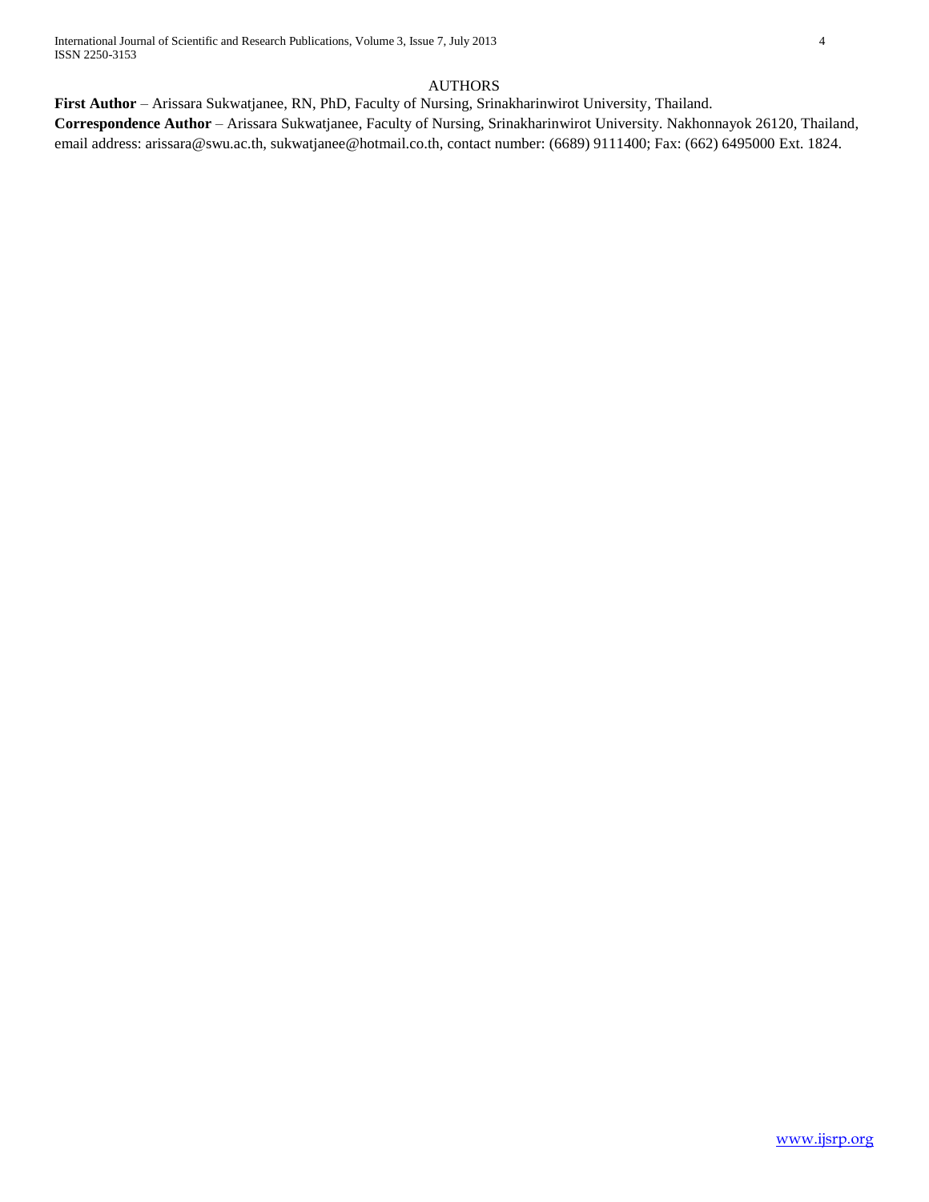## AUTHORS

**First Author** – Arissara Sukwatjanee, RN, PhD, Faculty of Nursing, Srinakharinwirot University, Thailand.

**Correspondence Author** – Arissara Sukwatjanee, Faculty of Nursing, Srinakharinwirot University. Nakhonnayok 26120, Thailand, email address: arissara@swu.ac.th, sukwatjanee@hotmail.co.th, contact number: (6689) 9111400; Fax: (662) 6495000 Ext. 1824.